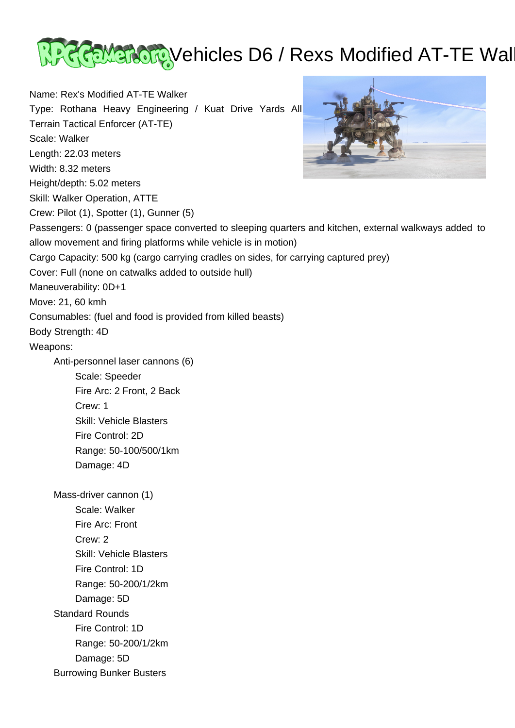Name: Rex's Modified AT-TE Walker
Type: Rothana Heavy Engineering / Kuat Drive Yards All Terrain Tactical Enforcer (AT-TE)
Scale: Walker
Length: 22.03 meters
Width: 8.32 meters
Height/depth: 5.02 meters
Skill: Walker Operation, ATTE
Crew: Pilot (1), Spotter (1), Gunner (5)
Passengers: 0 (passenger space converted to sleeping quarters and kitchen, external walkways added to allow movement and firing platforms while vehicle is in motion)
Cargo Capacity: 500 kg (cargo carrying cradles on sides, for carrying captured prey)
Cover: Full (none on catwalks added to outside hull)
Maneuverability: 0D+1
Move: 21, 60 kmh
Consumables: (fuel and food is provided from killed beasts)
Body Strength: 4D
Weapons:

Anti-personnel laser cannons (6)
- Scale: Speeder
- Fire Arc: 2 Front, 2 Back
- Crew: 1
- Skill: Vehicle Blasters
- Fire Control: 2D
- Range: 50-100/500/1km
- Damage: 4D

Mass-driver cannon (1)
- Scale: Walker
- Fire Arc: Front
- Crew: 2
- Skill: Vehicle Blasters
- Fire Control: 1D
- Range: 50-200/1/2km
- Damage: 5D

Standard Rounds
- Fire Control: 1D
- Range: 50-200/1/2km
- Damage: 5D

Burrowing Bunker Busters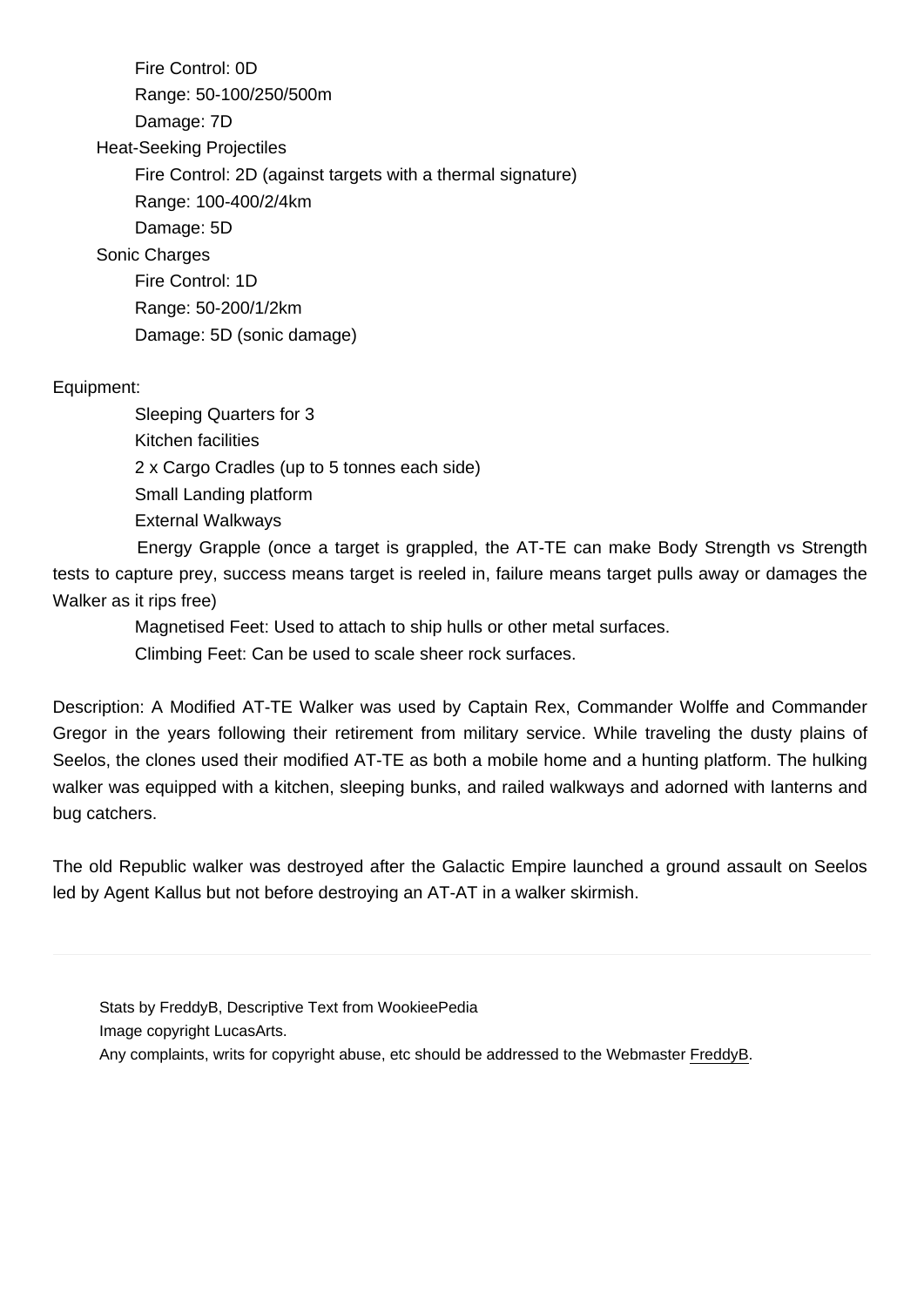Fire Control: 0D
Range: 50-100/250/500m
Damage: 7D

Heat-Seeking Projectiles
Fire Control: 2D (against targets with a thermal signature)
Range: 100-400/2/4km
Damage: 5D

Sonic Charges
Fire Control: 1D
Range: 50-200/1/2km
Damage: 5D (sonic damage)

Equipment:

Sleeping Quarters for 3
Kitchen facilities
2 x Cargo Cradles (up to 5 tonnes each side)
Small Landing platform
External Walkways
Energy Grapple (once a target is grappled, the AT-TE can make Body Strength vs Strength tests to capture prey, success means target is reeled in, failure means target pulls away or damages the Walker as it rips free)
Magnetised Feet: Used to attach to ship hulls or other metal surfaces.
Climbing Feet: Can be used to scale sheer rock surfaces.

Description: A Modified AT-TE Walker was used by Captain Rex, Commander Wolffe and Commander Gregor in the years following their retirement from military service. While traveling the dusty plains of Seelos, the clones used their modified AT-TE as both a mobile home and a hunting platform. The hulking walker was equipped with a kitchen, sleeping bunks, and railed walkways and adorned with lanterns and bug catchers.

The old Republic walker was destroyed after the Galactic Empire launched a ground assault on Seelos led by Agent Kallus but not before destroying an AT-AT in a walker skirmish.

---

Stats by FreddyB, Descriptive Text from WookieePedia
Image copyright LucasArts.
Any complaints, writs for copyright abuse, etc should be addressed to the Webmaster FreddyB.